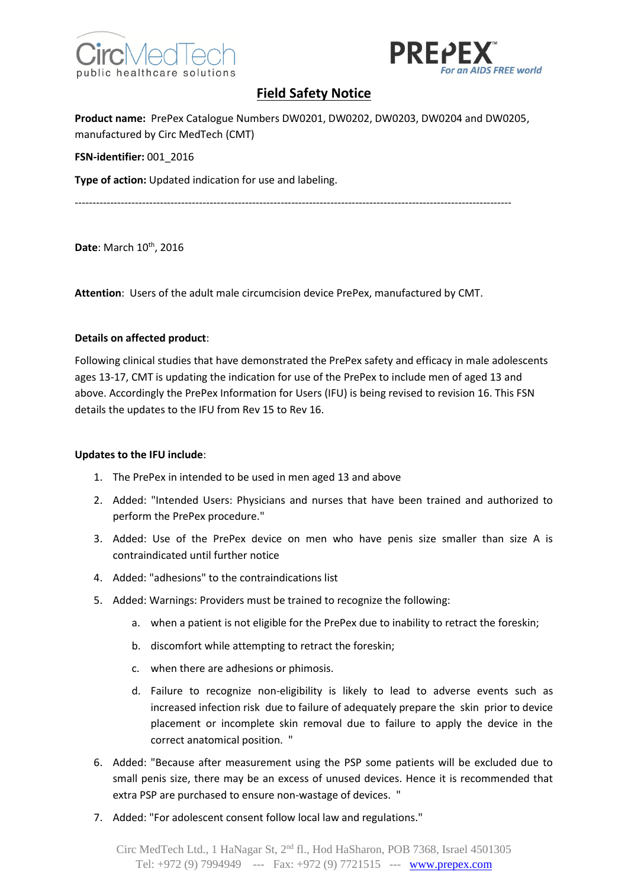# Field Safety Notice

**Product name:** PrePex Catalogue Numbers DW0201, DW0202, DW0203, DW0204 and DW0205, manufactured by Circ MedTech (CMT)

**FSN-identifier:** 001_2016

**Type of action:** Updated indication for use and labeling.

---

**Date**: March 10th, 2016

**Attention**: Users of the adult male circumcision device PrePex, manufactured by CMT.

**Details on affected product**:

Following clinical studies that have demonstrated the PrePex safety and efficacy in male adolescents ages 13-17, CMT is updating the indication for use of the PrePex to include men of aged 13 and above. Accordingly the PrePex Information for Users (IFU) is being revised to revision 16. This FSN details the updates to the IFU from Rev 15 to Rev 16.

**Updates to the IFU include**:

1. The PrePex in intended to be used in men aged 13 and above
2. Added: "Intended Users: Physicians and nurses that have been trained and authorized to perform the PrePex procedure."
3. Added: Use of the PrePex device on men who have penis size smaller than size A is contraindicated until further notice
4. Added: "adhesions" to the contraindications list
5. Added: Warnings: Providers must be trained to recognize the following:
   a. when a patient is not eligible for the PrePex due to inability to retract the foreskin;
   b. discomfort while attempting to retract the foreskin;
   c. when there are adhesions or phimosis.
   d. Failure to recognize non-eligibility is likely to lead to adverse events such as increased infection risk due to failure of adequately prepare the skin prior to device placement or incomplete skin removal due to failure to apply the device in the correct anatomical position. "
6. Added: "Because after measurement using the PSP some patients will be excluded due to small penis size, there may be an excess of unused devices. Hence it is recommended that extra PSP are purchased to ensure non-wastage of devices. "
7. Added: "For adolescent consent follow local law and regulations."

Circ MedTech Ltd., 1 HaNagar St, 2nd fl., Hod HaSharon, POB 7368, Israel 4501305
Tel: +972 (9) 7994949 --- Fax: +972 (9) 7721515 --- www.prepex.com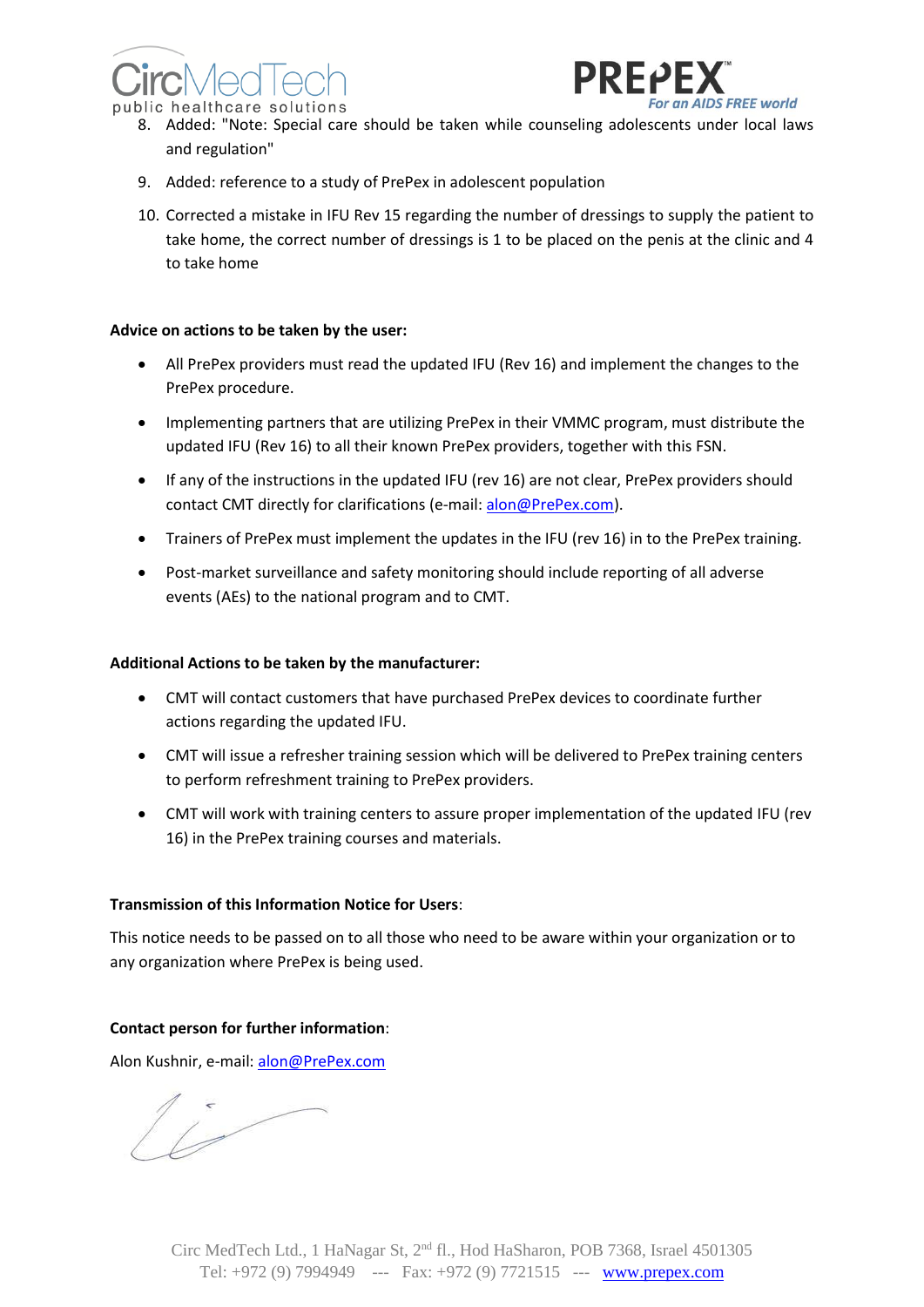8. Added: "Note: Special care should be taken while counseling adolescents under local laws and regulation"
9. Added: reference to a study of PrePex in adolescent population
10. Corrected a mistake in IFU Rev 15 regarding the number of dressings to supply the patient to take home, the correct number of dressings is 1 to be placed on the penis at the clinic and 4 to take home

**Advice on actions to be taken by the user:**

- All PrePex providers must read the updated IFU (Rev 16) and implement the changes to the PrePex procedure.
- Implementing partners that are utilizing PrePex in their VMMC program, must distribute the updated IFU (Rev 16) to all their known PrePex providers, together with this FSN.
- If any of the instructions in the updated IFU (rev 16) are not clear, PrePex providers should contact CMT directly for clarifications (e-mail: alon@PrePex.com).
- Trainers of PrePex must implement the updates in the IFU (rev 16) in to the PrePex training.
- Post-market surveillance and safety monitoring should include reporting of all adverse events (AEs) to the national program and to CMT.

**Additional Actions to be taken by the manufacturer:**

- CMT will contact customers that have purchased PrePex devices to coordinate further actions regarding the updated IFU.
- CMT will issue a refresher training session which will be delivered to PrePex training centers to perform refreshment training to PrePex providers.
- CMT will work with training centers to assure proper implementation of the updated IFU (rev 16) in the PrePex training courses and materials.

**Transmission of this Information Notice for Users**:

This notice needs to be passed on to all those who need to be aware within your organization or to any organization where PrePex is being used.

**Contact person for further information**:

Alon Kushnir, e-mail: alon@PrePex.com